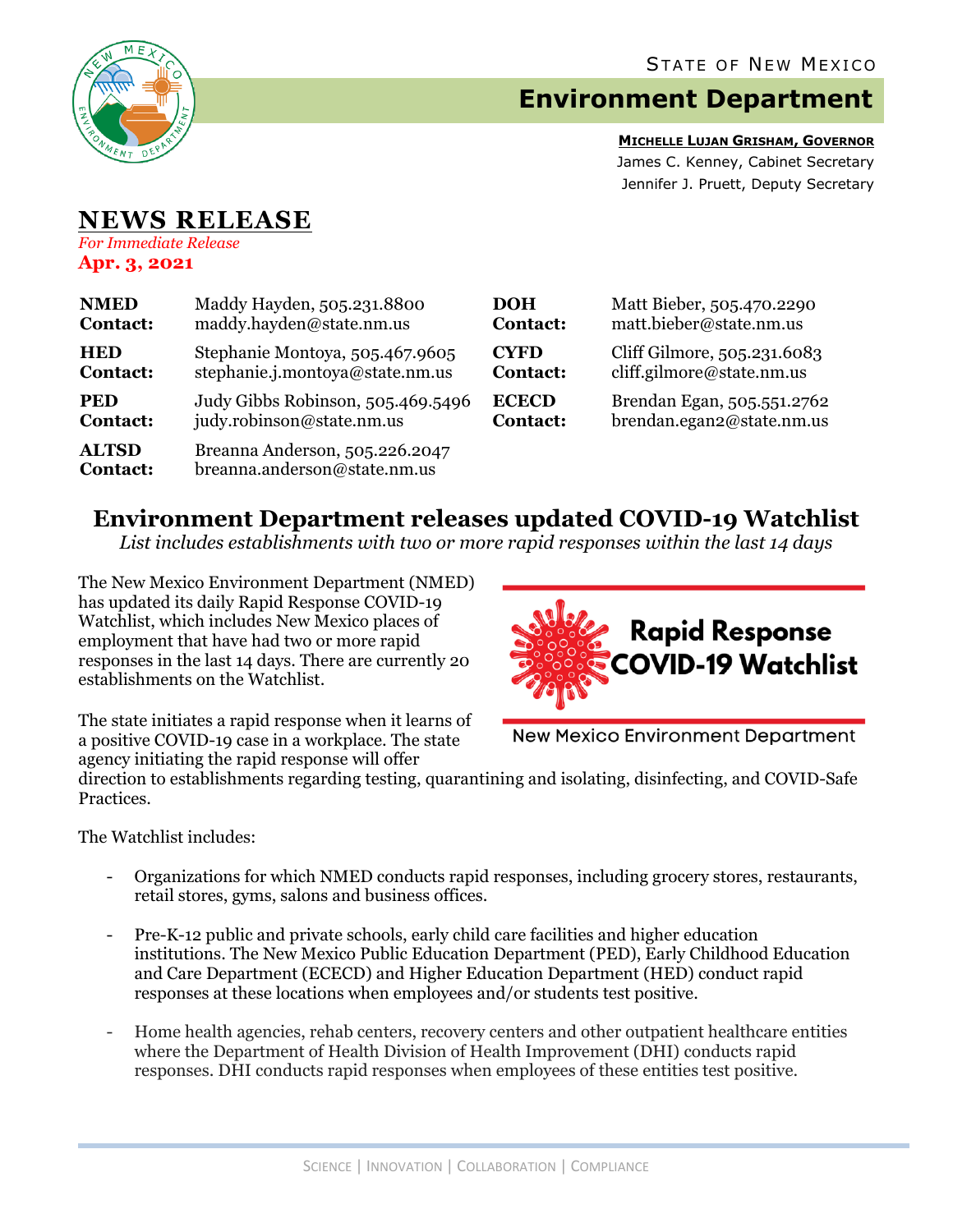STATE OF NEW MEXICO

# Environment Department

**MICHELLE LUJAN GRISHAM, GOVERNOR**
James C. Kenney, Cabinet Secretary
Jennifer J. Pruett, Deputy Secretary

## NEWS RELEASE

*For Immediate Release*
**Apr. 3, 2021**

| | | | |
|---|---|---|---|
| **NMED Contact:** | Maddy Hayden, 505.231.8800 maddy.hayden@state.nm.us | **DOH Contact:** | Matt Bieber, 505.470.2290 matt.bieber@state.nm.us |
| **HED Contact:** | Stephanie Montoya, 505.467.9605 stephanie.j.montoya@state.nm.us | **CYFD Contact:** | Cliff Gilmore, 505.231.6083 cliff.gilmore@state.nm.us |
| **PED Contact:** | Judy Gibbs Robinson, 505.469.5496 judy.robinson@state.nm.us | **ECECD Contact:** | Brendan Egan, 505.551.2762 brendan.egan2@state.nm.us |
| **ALTSD Contact:** | Breanna Anderson, 505.226.2047 breanna.anderson@state.nm.us | | |

## Environment Department releases updated COVID-19 Watchlist

*List includes establishments with two or more rapid responses within the last 14 days*

Rapid Response COVID-19 Watchlist

New Mexico Environment Department

The New Mexico Environment Department (NMED) has updated its daily Rapid Response COVID-19 Watchlist, which includes New Mexico places of employment that have had two or more rapid responses in the last 14 days. There are currently 20 establishments on the Watchlist.

The state initiates a rapid response when it learns of a positive COVID-19 case in a workplace. The state agency initiating the rapid response will offer direction to establishments regarding testing, quarantining and isolating, disinfecting, and COVID-Safe Practices.

The Watchlist includes:

- Organizations for which NMED conducts rapid responses, including grocery stores, restaurants, retail stores, gyms, salons and business offices.
- Pre-K-12 public and private schools, early child care facilities and higher education institutions. The New Mexico Public Education Department (PED), Early Childhood Education and Care Department (ECECD) and Higher Education Department (HED) conduct rapid responses at these locations when employees and/or students test positive.
- Home health agencies, rehab centers, recovery centers and other outpatient healthcare entities where the Department of Health Division of Health Improvement (DHI) conducts rapid responses. DHI conducts rapid responses when employees of these entities test positive.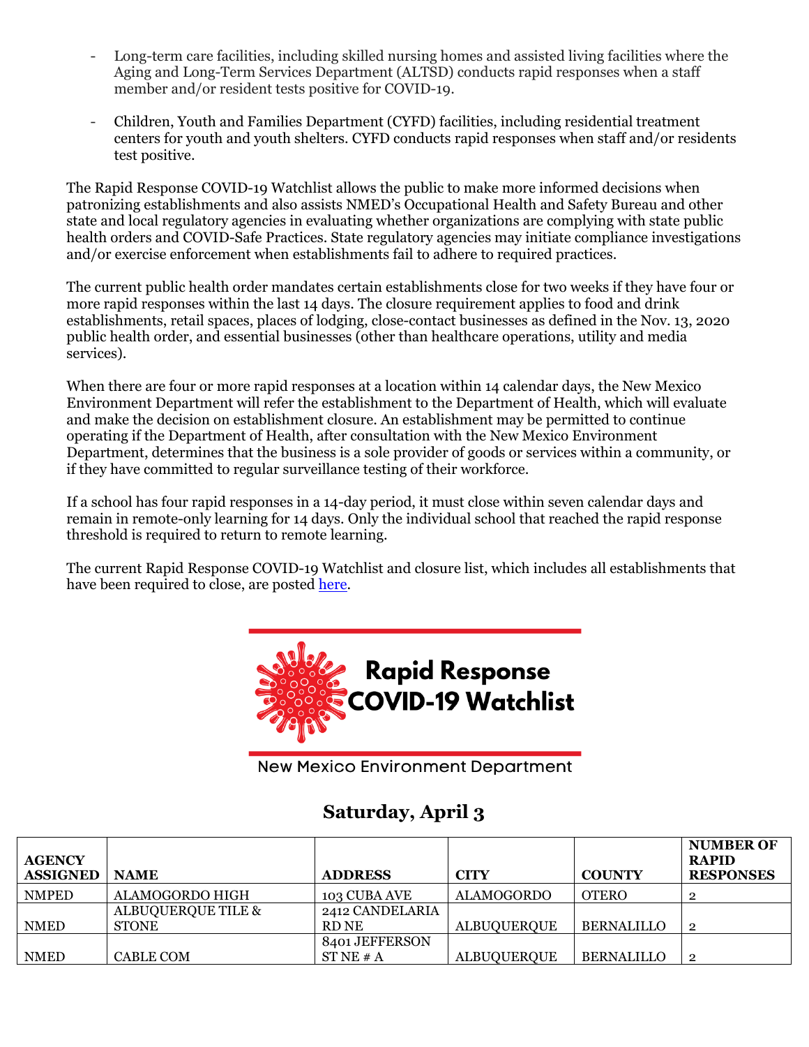- Long-term care facilities, including skilled nursing homes and assisted living facilities where the Aging and Long-Term Services Department (ALTSD) conducts rapid responses when a staff member and/or resident tests positive for COVID-19.

- Children, Youth and Families Department (CYFD) facilities, including residential treatment centers for youth and youth shelters. CYFD conducts rapid responses when staff and/or residents test positive.

The Rapid Response COVID-19 Watchlist allows the public to make more informed decisions when patronizing establishments and also assists NMED's Occupational Health and Safety Bureau and other state and local regulatory agencies in evaluating whether organizations are complying with state public health orders and COVID-Safe Practices. State regulatory agencies may initiate compliance investigations and/or exercise enforcement when establishments fail to adhere to required practices.

The current public health order mandates certain establishments close for two weeks if they have four or more rapid responses within the last 14 days. The closure requirement applies to food and drink establishments, retail spaces, places of lodging, close-contact businesses as defined in the Nov. 13, 2020 public health order, and essential businesses (other than healthcare operations, utility and media services).

When there are four or more rapid responses at a location within 14 calendar days, the New Mexico Environment Department will refer the establishment to the Department of Health, which will evaluate and make the decision on establishment closure. An establishment may be permitted to continue operating if the Department of Health, after consultation with the New Mexico Environment Department, determines that the business is a sole provider of goods or services within a community, or if they have committed to regular surveillance testing of their workforce.

If a school has four rapid responses in a 14-day period, it must close within seven calendar days and remain in remote-only learning for 14 days. Only the individual school that reached the rapid response threshold is required to return to remote learning.

The current Rapid Response COVID-19 Watchlist and closure list, which includes all establishments that have been required to close, are posted here.

**Rapid Response COVID-19 Watchlist**

New Mexico Environment Department

## Saturday, April 3

| AGENCY ASSIGNED | NAME | ADDRESS | CITY | COUNTY | NUMBER OF RAPID RESPONSES |
|---|---|---|---|---|---|
| NMPED | ALAMOGORDO HIGH | 103 CUBA AVE | ALAMOGORDO | OTERO | 2 |
| NMED | ALBUQUERQUE TILE & STONE | 2412 CANDELARIA RD NE | ALBUQUERQUE | BERNALILLO | 2 |
| NMED | CABLE COM | 8401 JEFFERSON ST NE # A | ALBUQUERQUE | BERNALILLO | 2 |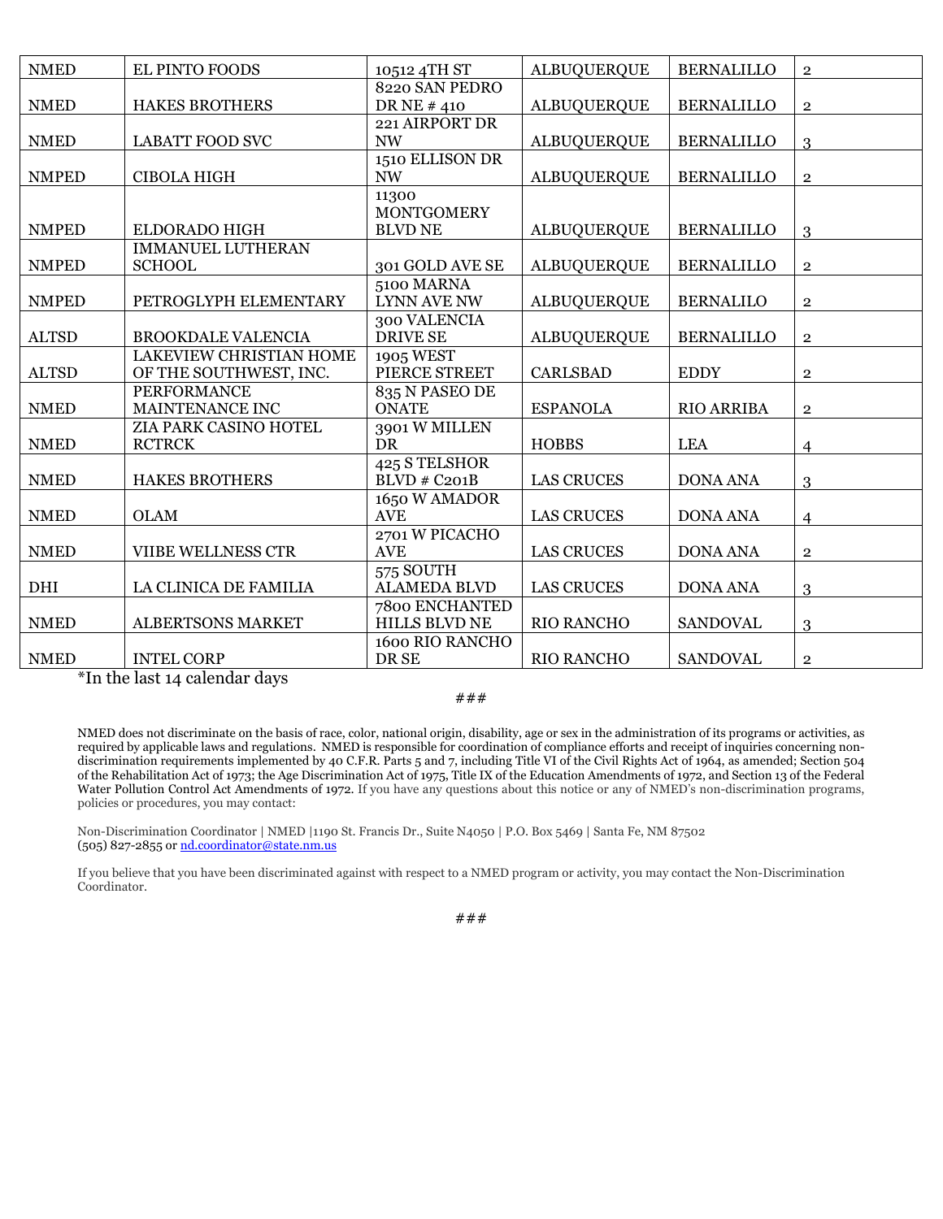| | | | | | |
|---|---|---|---|---|---|
| NMED | EL PINTO FOODS | 10512 4TH ST | ALBUQUERQUE | BERNALILLO | 2 |
| NMED | HAKES BROTHERS | 8220 SAN PEDRO DR NE # 410 | ALBUQUERQUE | BERNALILLO | 2 |
| NMED | LABATT FOOD SVC | 221 AIRPORT DR NW | ALBUQUERQUE | BERNALILLO | 3 |
| NMPED | CIBOLA HIGH | 1510 ELLISON DR NW | ALBUQUERQUE | BERNALILLO | 2 |
| NMPED | ELDORADO HIGH | 11300 MONTGOMERY BLVD NE | ALBUQUERQUE | BERNALILLO | 3 |
| NMPED | IMMANUEL LUTHERAN SCHOOL | 301 GOLD AVE SE | ALBUQUERQUE | BERNALILLO | 2 |
| NMPED | PETROGLYPH ELEMENTARY | 5100 MARNA LYNN AVE NW | ALBUQUERQUE | BERNALILO | 2 |
| ALTSD | BROOKDALE VALENCIA | 300 VALENCIA DRIVE SE | ALBUQUERQUE | BERNALILLO | 2 |
| ALTSD | LAKEVIEW CHRISTIAN HOME OF THE SOUTHWEST, INC. | 1905 WEST PIERCE STREET | CARLSBAD | EDDY | 2 |
| NMED | PERFORMANCE MAINTENANCE INC | 835 N PASEO DE ONATE | ESPANOLA | RIO ARRIBA | 2 |
| NMED | ZIA PARK CASINO HOTEL RCTRCK | 3901 W MILLEN DR | HOBBS | LEA | 4 |
| NMED | HAKES BROTHERS | 425 S TELSHOR BLVD # C201B | LAS CRUCES | DONA ANA | 3 |
| NMED | OLAM | 1650 W AMADOR AVE | LAS CRUCES | DONA ANA | 4 |
| NMED | VIIBE WELLNESS CTR | 2701 W PICACHO AVE | LAS CRUCES | DONA ANA | 2 |
| DHI | LA CLINICA DE FAMILIA | 575 SOUTH ALAMEDA BLVD | LAS CRUCES | DONA ANA | 3 |
| NMED | ALBERTSONS MARKET | 7800 ENCHANTED HILLS BLVD NE | RIO RANCHO | SANDOVAL | 3 |
| NMED | INTEL CORP | 1600 RIO RANCHO DR SE | RIO RANCHO | SANDOVAL | 2 |

*In the last 14 calendar days

###

NMED does not discriminate on the basis of race, color, national origin, disability, age or sex in the administration of its programs or activities, as required by applicable laws and regulations. NMED is responsible for coordination of compliance efforts and receipt of inquiries concerning non-discrimination requirements implemented by 40 C.F.R. Parts 5 and 7, including Title VI of the Civil Rights Act of 1964, as amended; Section 504 of the Rehabilitation Act of 1973; the Age Discrimination Act of 1975, Title IX of the Education Amendments of 1972, and Section 13 of the Federal Water Pollution Control Act Amendments of 1972. If you have any questions about this notice or any of NMED's non-discrimination programs, policies or procedures, you may contact:

Non-Discrimination Coordinator | NMED |1190 St. Francis Dr., Suite N4050 | P.O. Box 5469 | Santa Fe, NM 87502
(505) 827-2855 or nd.coordinator@state.nm.us

If you believe that you have been discriminated against with respect to a NMED program or activity, you may contact the Non-Discrimination Coordinator.

###